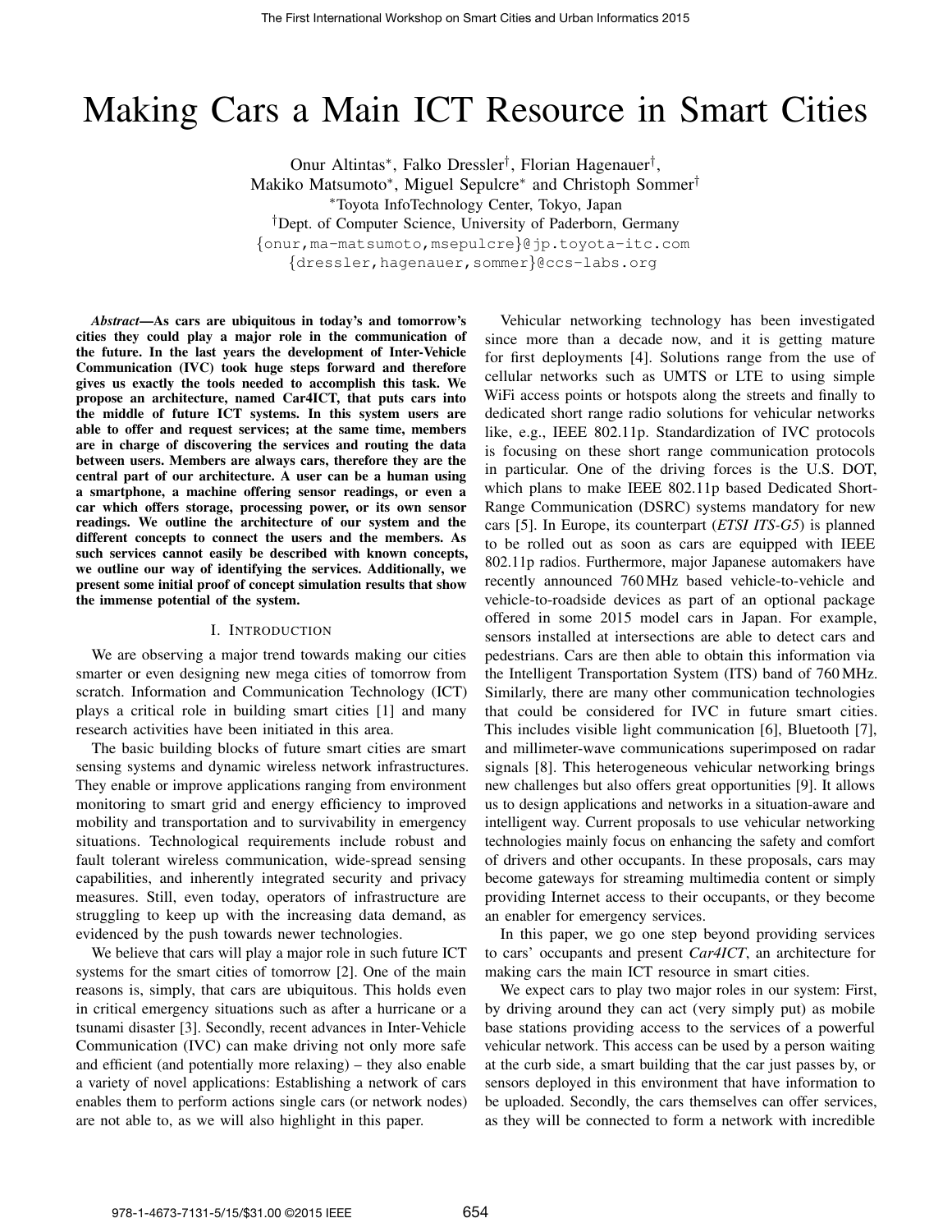# Making Cars a Main ICT Resource in Smart Cities

Onur Altintas*, Falko Dressler†, Florian Hagenauer†,
Makiko Matsumoto*, Miguel Sepulcre* and Christoph Sommer†

*Toyota InfoTechnology Center, Tokyo, Japan

†Dept. of Computer Science, University of Paderborn, Germany

{onur,ma-matsumoto,msepulcre}@jp.toyota-itc.com

{dressler,hagenauer,sommer}@ccs-labs.org

***Abstract*—As cars are ubiquitous in today's and tomorrow's cities they could play a major role in the communication of the future. In the last years the development of Inter-Vehicle Communication (IVC) took huge steps forward and therefore gives us exactly the tools needed to accomplish this task. We propose an architecture, named Car4ICT, that puts cars into the middle of future ICT systems. In this system users are able to offer and request services; at the same time, members are in charge of discovering the services and routing the data between users. Members are always cars, therefore they are the central part of our architecture. A user can be a human using a smartphone, a machine offering sensor readings, or even a car which offers storage, processing power, or its own sensor readings. We outline the architecture of our system and the different concepts to connect the users and the members. As such services cannot easily be described with known concepts, we outline our way of identifying the services. Additionally, we present some initial proof of concept simulation results that show the immense potential of the system.**

## I. Introduction

We are observing a major trend towards making our cities smarter or even designing new mega cities of tomorrow from scratch. Information and Communication Technology (ICT) plays a critical role in building smart cities [1] and many research activities have been initiated in this area.

The basic building blocks of future smart cities are smart sensing systems and dynamic wireless network infrastructures. They enable or improve applications ranging from environment monitoring to smart grid and energy efficiency to improved mobility and transportation and to survivability in emergency situations. Technological requirements include robust and fault tolerant wireless communication, wide-spread sensing capabilities, and inherently integrated security and privacy measures. Still, even today, operators of infrastructure are struggling to keep up with the increasing data demand, as evidenced by the push towards newer technologies.

We believe that cars will play a major role in such future ICT systems for the smart cities of tomorrow [2]. One of the main reasons is, simply, that cars are ubiquitous. This holds even in critical emergency situations such as after a hurricane or a tsunami disaster [3]. Secondly, recent advances in Inter-Vehicle Communication (IVC) can make driving not only more safe and efficient (and potentially more relaxing) – they also enable a variety of novel applications: Establishing a network of cars enables them to perform actions single cars (or network nodes) are not able to, as we will also highlight in this paper.

Vehicular networking technology has been investigated since more than a decade now, and it is getting mature for first deployments [4]. Solutions range from the use of cellular networks such as UMTS or LTE to using simple WiFi access points or hotspots along the streets and finally to dedicated short range radio solutions for vehicular networks like, e.g., IEEE 802.11p. Standardization of IVC protocols is focusing on these short range communication protocols in particular. One of the driving forces is the U.S. DOT, which plans to make IEEE 802.11p based Dedicated Short-Range Communication (DSRC) systems mandatory for new cars [5]. In Europe, its counterpart (*ETSI ITS-G5*) is planned to be rolled out as soon as cars are equipped with IEEE 802.11p radios. Furthermore, major Japanese automakers have recently announced 760 MHz based vehicle-to-vehicle and vehicle-to-roadside devices as part of an optional package offered in some 2015 model cars in Japan. For example, sensors installed at intersections are able to detect cars and pedestrians. Cars are then able to obtain this information via the Intelligent Transportation System (ITS) band of 760 MHz. Similarly, there are many other communication technologies that could be considered for IVC in future smart cities. This includes visible light communication [6], Bluetooth [7], and millimeter-wave communications superimposed on radar signals [8]. This heterogeneous vehicular networking brings new challenges but also offers great opportunities [9]. It allows us to design applications and networks in a situation-aware and intelligent way. Current proposals to use vehicular networking technologies mainly focus on enhancing the safety and comfort of drivers and other occupants. In these proposals, cars may become gateways for streaming multimedia content or simply providing Internet access to their occupants, or they become an enabler for emergency services.

In this paper, we go one step beyond providing services to cars' occupants and present *Car4ICT*, an architecture for making cars the main ICT resource in smart cities.

We expect cars to play two major roles in our system: First, by driving around they can act (very simply put) as mobile base stations providing access to the services of a powerful vehicular network. This access can be used by a person waiting at the curb side, a smart building that the car just passes by, or sensors deployed in this environment that have information to be uploaded. Secondly, the cars themselves can offer services, as they will be connected to form a network with incredible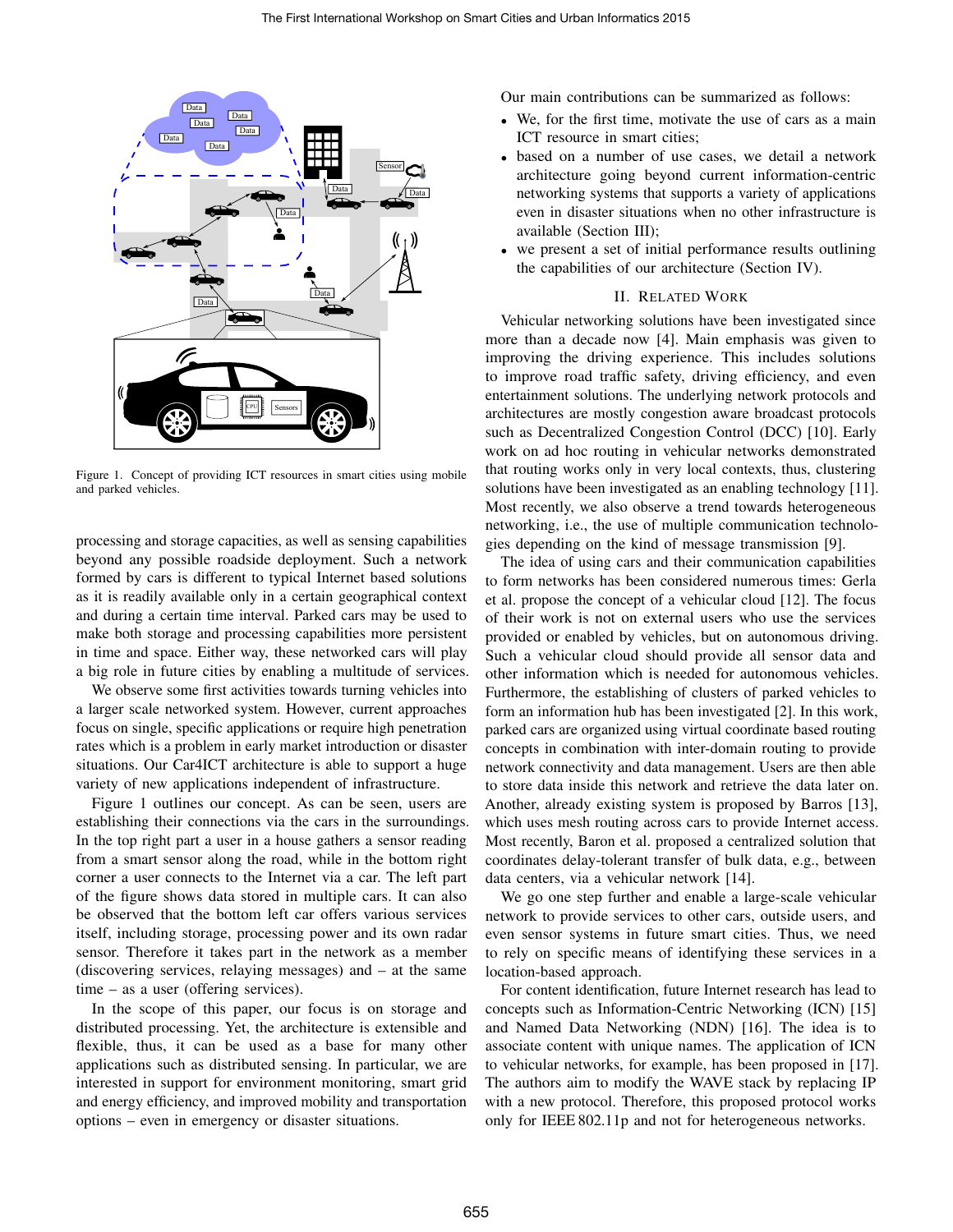Figure 1. Concept of providing ICT resources in smart cities using mobile and parked vehicles.

processing and storage capacities, as well as sensing capabilities beyond any possible roadside deployment. Such a network formed by cars is different to typical Internet based solutions as it is readily available only in a certain geographical context and during a certain time interval. Parked cars may be used to make both storage and processing capabilities more persistent in time and space. Either way, these networked cars will play a big role in future cities by enabling a multitude of services.

We observe some first activities towards turning vehicles into a larger scale networked system. However, current approaches focus on single, specific applications or require high penetration rates which is a problem in early market introduction or disaster situations. Our Car4ICT architecture is able to support a huge variety of new applications independent of infrastructure.

Figure 1 outlines our concept. As can be seen, users are establishing their connections via the cars in the surroundings. In the top right part a user in a house gathers a sensor reading from a smart sensor along the road, while in the bottom right corner a user connects to the Internet via a car. The left part of the figure shows data stored in multiple cars. It can also be observed that the bottom left car offers various services itself, including storage, processing power and its own radar sensor. Therefore it takes part in the network as a member (discovering services, relaying messages) and – at the same time – as a user (offering services).

In the scope of this paper, our focus is on storage and distributed processing. Yet, the architecture is extensible and flexible, thus, it can be used as a base for many other applications such as distributed sensing. In particular, we are interested in support for environment monitoring, smart grid and energy efficiency, and improved mobility and transportation options – even in emergency or disaster situations.

Our main contributions can be summarized as follows:

- We, for the first time, motivate the use of cars as a main ICT resource in smart cities;
- based on a number of use cases, we detail a network architecture going beyond current information-centric networking systems that supports a variety of applications even in disaster situations when no other infrastructure is available (Section III);
- we present a set of initial performance results outlining the capabilities of our architecture (Section IV).

## II. Related Work

Vehicular networking solutions have been investigated since more than a decade now [4]. Main emphasis was given to improving the driving experience. This includes solutions to improve road traffic safety, driving efficiency, and even entertainment solutions. The underlying network protocols and architectures are mostly congestion aware broadcast protocols such as Decentralized Congestion Control (DCC) [10]. Early work on ad hoc routing in vehicular networks demonstrated that routing works only in very local contexts, thus, clustering solutions have been investigated as an enabling technology [11]. Most recently, we also observe a trend towards heterogeneous networking, i.e., the use of multiple communication technologies depending on the kind of message transmission [9].

The idea of using cars and their communication capabilities to form networks has been considered numerous times: Gerla et al. propose the concept of a vehicular cloud [12]. The focus of their work is not on external users who use the services provided or enabled by vehicles, but on autonomous driving. Such a vehicular cloud should provide all sensor data and other information which is needed for autonomous vehicles. Furthermore, the establishing of clusters of parked vehicles to form an information hub has been investigated [2]. In this work, parked cars are organized using virtual coordinate based routing concepts in combination with inter-domain routing to provide network connectivity and data management. Users are then able to store data inside this network and retrieve the data later on. Another, already existing system is proposed by Barros [13], which uses mesh routing across cars to provide Internet access. Most recently, Baron et al. proposed a centralized solution that coordinates delay-tolerant transfer of bulk data, e.g., between data centers, via a vehicular network [14].

We go one step further and enable a large-scale vehicular network to provide services to other cars, outside users, and even sensor systems in future smart cities. Thus, we need to rely on specific means of identifying these services in a location-based approach.

For content identification, future Internet research has lead to concepts such as Information-Centric Networking (ICN) [15] and Named Data Networking (NDN) [16]. The idea is to associate content with unique names. The application of ICN to vehicular networks, for example, has been proposed in [17]. The authors aim to modify the WAVE stack by replacing IP with a new protocol. Therefore, this proposed protocol works only for IEEE 802.11p and not for heterogeneous networks.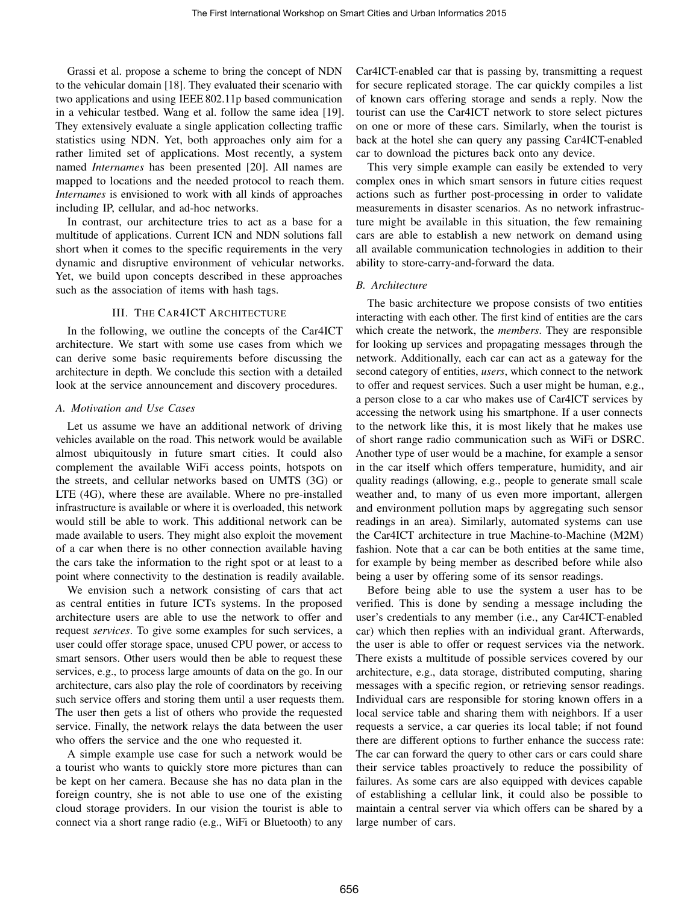Grassi et al. propose a scheme to bring the concept of NDN to the vehicular domain [18]. They evaluated their scenario with two applications and using IEEE 802.11p based communication in a vehicular testbed. Wang et al. follow the same idea [19]. They extensively evaluate a single application collecting traffic statistics using NDN. Yet, both approaches only aim for a rather limited set of applications. Most recently, a system named *Internames* has been presented [20]. All names are mapped to locations and the needed protocol to reach them. *Internames* is envisioned to work with all kinds of approaches including IP, cellular, and ad-hoc networks.

In contrast, our architecture tries to act as a base for a multitude of applications. Current ICN and NDN solutions fall short when it comes to the specific requirements in the very dynamic and disruptive environment of vehicular networks. Yet, we build upon concepts described in these approaches such as the association of items with hash tags.

## III. The Car4ICT Architecture

In the following, we outline the concepts of the Car4ICT architecture. We start with some use cases from which we can derive some basic requirements before discussing the architecture in depth. We conclude this section with a detailed look at the service announcement and discovery procedures.

### A. Motivation and Use Cases

Let us assume we have an additional network of driving vehicles available on the road. This network would be available almost ubiquitously in future smart cities. It could also complement the available WiFi access points, hotspots on the streets, and cellular networks based on UMTS (3G) or LTE (4G), where these are available. Where no pre-installed infrastructure is available or where it is overloaded, this network would still be able to work. This additional network can be made available to users. They might also exploit the movement of a car when there is no other connection available having the cars take the information to the right spot or at least to a point where connectivity to the destination is readily available.

We envision such a network consisting of cars that act as central entities in future ICTs systems. In the proposed architecture users are able to use the network to offer and request *services*. To give some examples for such services, a user could offer storage space, unused CPU power, or access to smart sensors. Other users would then be able to request these services, e.g., to process large amounts of data on the go. In our architecture, cars also play the role of coordinators by receiving such service offers and storing them until a user requests them. The user then gets a list of others who provide the requested service. Finally, the network relays the data between the user who offers the service and the one who requested it.

A simple example use case for such a network would be a tourist who wants to quickly store more pictures than can be kept on her camera. Because she has no data plan in the foreign country, she is not able to use one of the existing cloud storage providers. In our vision the tourist is able to connect via a short range radio (e.g., WiFi or Bluetooth) to any Car4ICT-enabled car that is passing by, transmitting a request for secure replicated storage. The car quickly compiles a list of known cars offering storage and sends a reply. Now the tourist can use the Car4ICT network to store select pictures on one or more of these cars. Similarly, when the tourist is back at the hotel she can query any passing Car4ICT-enabled car to download the pictures back onto any device.

This very simple example can easily be extended to very complex ones in which smart sensors in future cities request actions such as further post-processing in order to validate measurements in disaster scenarios. As no network infrastructure might be available in this situation, the few remaining cars are able to establish a new network on demand using all available communication technologies in addition to their ability to store-carry-and-forward the data.

### B. Architecture

The basic architecture we propose consists of two entities interacting with each other. The first kind of entities are the cars which create the network, the *members*. They are responsible for looking up services and propagating messages through the network. Additionally, each car can act as a gateway for the second category of entities, *users*, which connect to the network to offer and request services. Such a user might be human, e.g., a person close to a car who makes use of Car4ICT services by accessing the network using his smartphone. If a user connects to the network like this, it is most likely that he makes use of short range radio communication such as WiFi or DSRC. Another type of user would be a machine, for example a sensor in the car itself which offers temperature, humidity, and air quality readings (allowing, e.g., people to generate small scale weather and, to many of us even more important, allergen and environment pollution maps by aggregating such sensor readings in an area). Similarly, automated systems can use the Car4ICT architecture in true Machine-to-Machine (M2M) fashion. Note that a car can be both entities at the same time, for example by being member as described before while also being a user by offering some of its sensor readings.

Before being able to use the system a user has to be verified. This is done by sending a message including the user's credentials to any member (i.e., any Car4ICT-enabled car) which then replies with an individual grant. Afterwards, the user is able to offer or request services via the network. There exists a multitude of possible services covered by our architecture, e.g., data storage, distributed computing, sharing messages with a specific region, or retrieving sensor readings. Individual cars are responsible for storing known offers in a local service table and sharing them with neighbors. If a user requests a service, a car queries its local table; if not found there are different options to further enhance the success rate: The car can forward the query to other cars or cars could share their service tables proactively to reduce the possibility of failures. As some cars are also equipped with devices capable of establishing a cellular link, it could also be possible to maintain a central server via which offers can be shared by a large number of cars.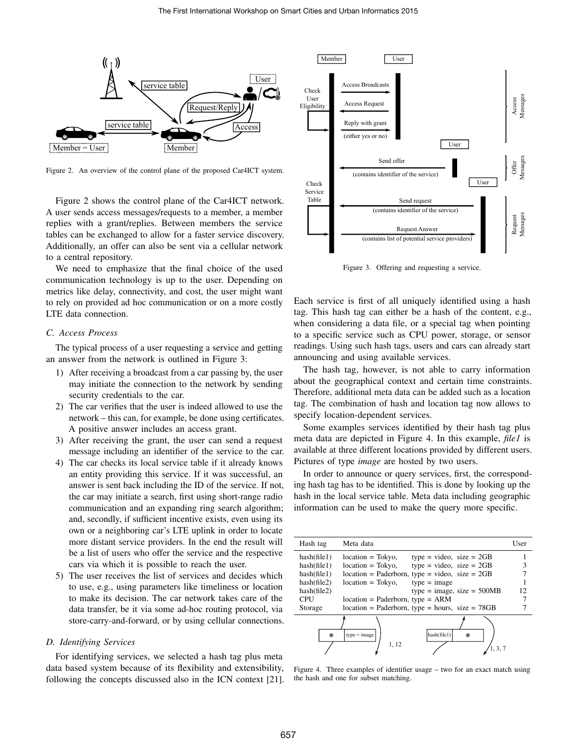Figure 2. An overview of the control plane of the proposed Car4ICT system.

Figure 2 shows the control plane of the Car4ICT network. A user sends access messages/requests to a member, a member replies with a grant/replies. Between members the service tables can be exchanged to allow for a faster service discovery. Additionally, an offer can also be sent via a cellular network to a central repository.

We need to emphasize that the final choice of the used communication technology is up to the user. Depending on metrics like delay, connectivity, and cost, the user might want to rely on provided ad hoc communication or on a more costly LTE data connection.

### C. Access Process

The typical process of a user requesting a service and getting an answer from the network is outlined in Figure 3:

1) After receiving a broadcast from a car passing by, the user may initiate the connection to the network by sending security credentials to the car.
2) The car verifies that the user is indeed allowed to use the network – this can, for example, be done using certificates. A positive answer includes an access grant.
3) After receiving the grant, the user can send a request message including an identifier of the service to the car.
4) The car checks its local service table if it already knows an entity providing this service. If it was successful, an answer is sent back including the ID of the service. If not, the car may initiate a search, first using short-range radio communication and an expanding ring search algorithm; and, secondly, if sufficient incentive exists, even using its own or a neighboring car's LTE uplink in order to locate more distant service providers. In the end the result will be a list of users who offer the service and the respective cars via which it is possible to reach the user.
5) The user receives the list of services and decides which to use, e.g., using parameters like timeliness or location to make its decision. The car network takes care of the data transfer, be it via some ad-hoc routing protocol, via store-carry-and-forward, or by using cellular connections.

### D. Identifying Services

For identifying services, we selected a hash tag plus meta data based system because of its flexibility and extensibility, following the concepts discussed also in the ICN context [21].

Figure 3. Offering and requesting a service.

Each service is first of all uniquely identified using a hash tag. This hash tag can either be a hash of the content, e.g., when considering a data file, or a special tag when pointing to a specific service such as CPU power, storage, or sensor readings. Using such hash tags, users and cars can already start announcing and using available services.

The hash tag, however, is not able to carry information about the geographical context and certain time constraints. Therefore, additional meta data can be added such as a location tag. The combination of hash and location tag now allows to specify location-dependent services.

Some examples services identified by their hash tag plus meta data are depicted in Figure 4. In this example, *file1* is available at three different locations provided by different users. Pictures of type *image* are hosted by two users.

In order to announce or query services, first, the corresponding hash tag has to be identified. This is done by looking up the hash in the local service table. Meta data including geographic information can be used to make the query more specific.

| Hash tag | Meta data | User |
|---|---|---|
| hash(file1) | location = Tokyo, type = video, size = 2GB | 1 |
| hash(file1) | location = Tokyo, type = video, size = 2GB | 3 |
| hash(file1) | location = Paderborn, type = video, size = 2GB | 7 |
| hash(file2) | location = Tokyo, type = image | 1 |
| hash(file2) | type = image, size = 500MB | 12 |
| CPU | location = Paderborn, type = ARM | 7 |
| Storage | location = Paderborn, type = hours, size = 78GB | 7 |

Figure 4. Three examples of identifier usage – two for an exact match using the hash and one for subset matching.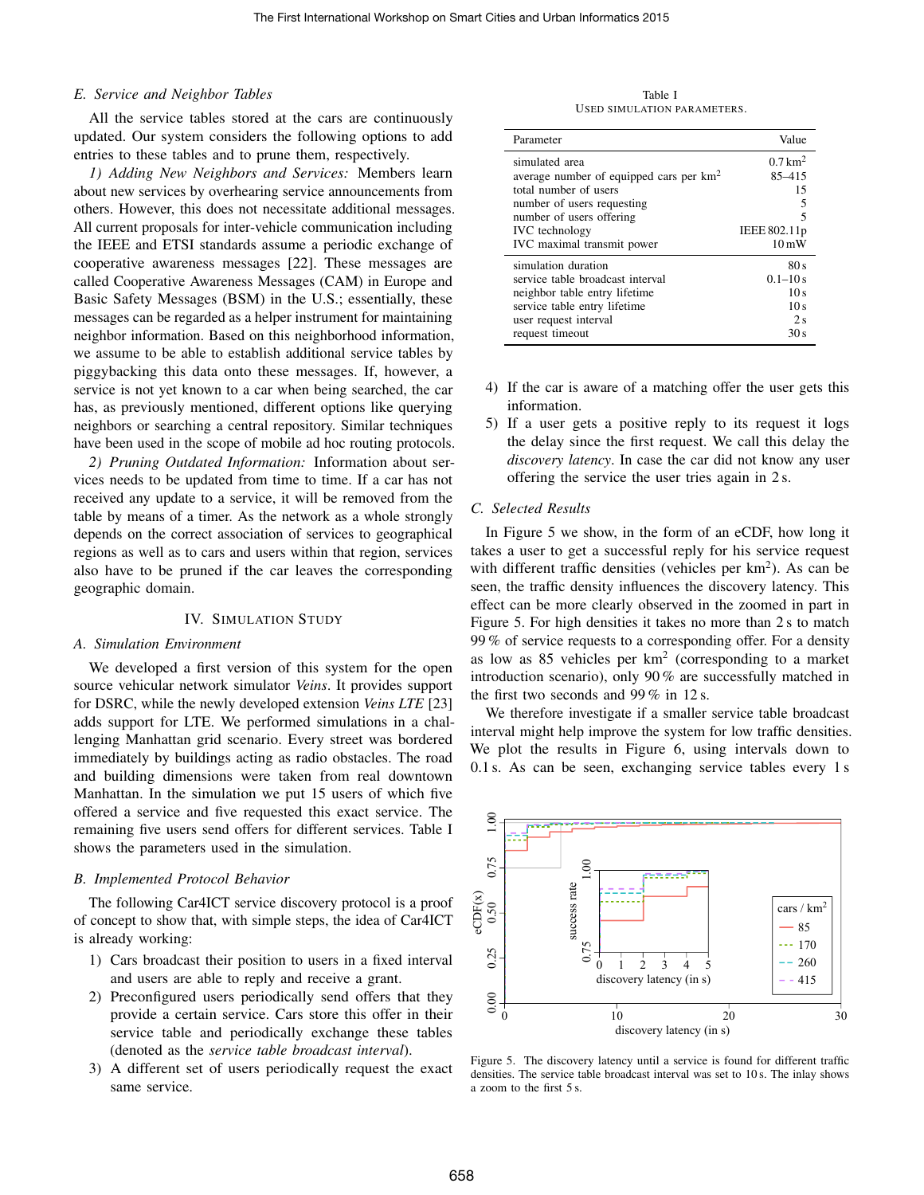### E. Service and Neighbor Tables

All the service tables stored at the cars are continuously updated. Our system considers the following options to add entries to these tables and to prune them, respectively.

*1) Adding New Neighbors and Services:* Members learn about new services by overhearing service announcements from others. However, this does not necessitate additional messages. All current proposals for inter-vehicle communication including the IEEE and ETSI standards assume a periodic exchange of cooperative awareness messages [22]. These messages are called Cooperative Awareness Messages (CAM) in Europe and Basic Safety Messages (BSM) in the U.S.; essentially, these messages can be regarded as a helper instrument for maintaining neighbor information. Based on this neighborhood information, we assume to be able to establish additional service tables by piggybacking this data onto these messages. If, however, a service is not yet known to a car when being searched, the car has, as previously mentioned, different options like querying neighbors or searching a central repository. Similar techniques have been used in the scope of mobile ad hoc routing protocols.

*2) Pruning Outdated Information:* Information about services needs to be updated from time to time. If a car has not received any update to a service, it will be removed from the table by means of a timer. As the network as a whole strongly depends on the correct association of services to geographical regions as well as to cars and users within that region, services also have to be pruned if the car leaves the corresponding geographic domain.

## IV. Simulation Study

### A. Simulation Environment

We developed a first version of this system for the open source vehicular network simulator *Veins*. It provides support for DSRC, while the newly developed extension *Veins LTE* [23] adds support for LTE. We performed simulations in a challenging Manhattan grid scenario. Every street was bordered immediately by buildings acting as radio obstacles. The road and building dimensions were taken from real downtown Manhattan. In the simulation we put 15 users of which five offered a service and five requested this exact service. The remaining five users send offers for different services. Table I shows the parameters used in the simulation.

### B. Implemented Protocol Behavior

The following Car4ICT service discovery protocol is a proof of concept to show that, with simple steps, the idea of Car4ICT is already working:

1) Cars broadcast their position to users in a fixed interval and users are able to reply and receive a grant.
2) Preconfigured users periodically send offers that they provide a certain service. Cars store this offer in their service table and periodically exchange these tables (denoted as the *service table broadcast interval*).
3) A different set of users periodically request the exact same service.
4) If the car is aware of a matching offer the user gets this information.
5) If a user gets a positive reply to its request it logs the delay since the first request. We call this delay the *discovery latency*. In case the car did not know any user offering the service the user tries again in 2 s.

Table I
Used simulation parameters.

| Parameter | Value |
|---|---|
| simulated area | 0.7 km$^2$ |
| average number of equipped cars per km$^2$ | 85–415 |
| total number of users | 15 |
| number of users requesting | 5 |
| number of users offering | 5 |
| IVC technology | IEEE 802.11p |
| IVC maximal transmit power | 10 mW |
| simulation duration | 80 s |
| service table broadcast interval | 0.1–10 s |
| neighbor table entry lifetime | 10 s |
| service table entry lifetime | 10 s |
| user request interval | 2 s |
| request timeout | 30 s |

### C. Selected Results

In Figure 5 we show, in the form of an eCDF, how long it takes a user to get a successful reply for his service request with different traffic densities (vehicles per km$^2$). As can be seen, the traffic density influences the discovery latency. This effect can be more clearly observed in the zoomed in part in Figure 5. For high densities it takes no more than 2 s to match 99 % of service requests to a corresponding offer. For a density as low as 85 vehicles per km$^2$ (corresponding to a market introduction scenario), only 90 % are successfully matched in the first two seconds and 99 % in 12 s.

We therefore investigate if a smaller service table broadcast interval might help improve the system for low traffic densities. We plot the results in Figure 6, using intervals down to 0.1 s. As can be seen, exchanging service tables every 1 s

Figure 5. The discovery latency until a service is found for different traffic densities. The service table broadcast interval was set to 10 s. The inlay shows a zoom to the first 5 s.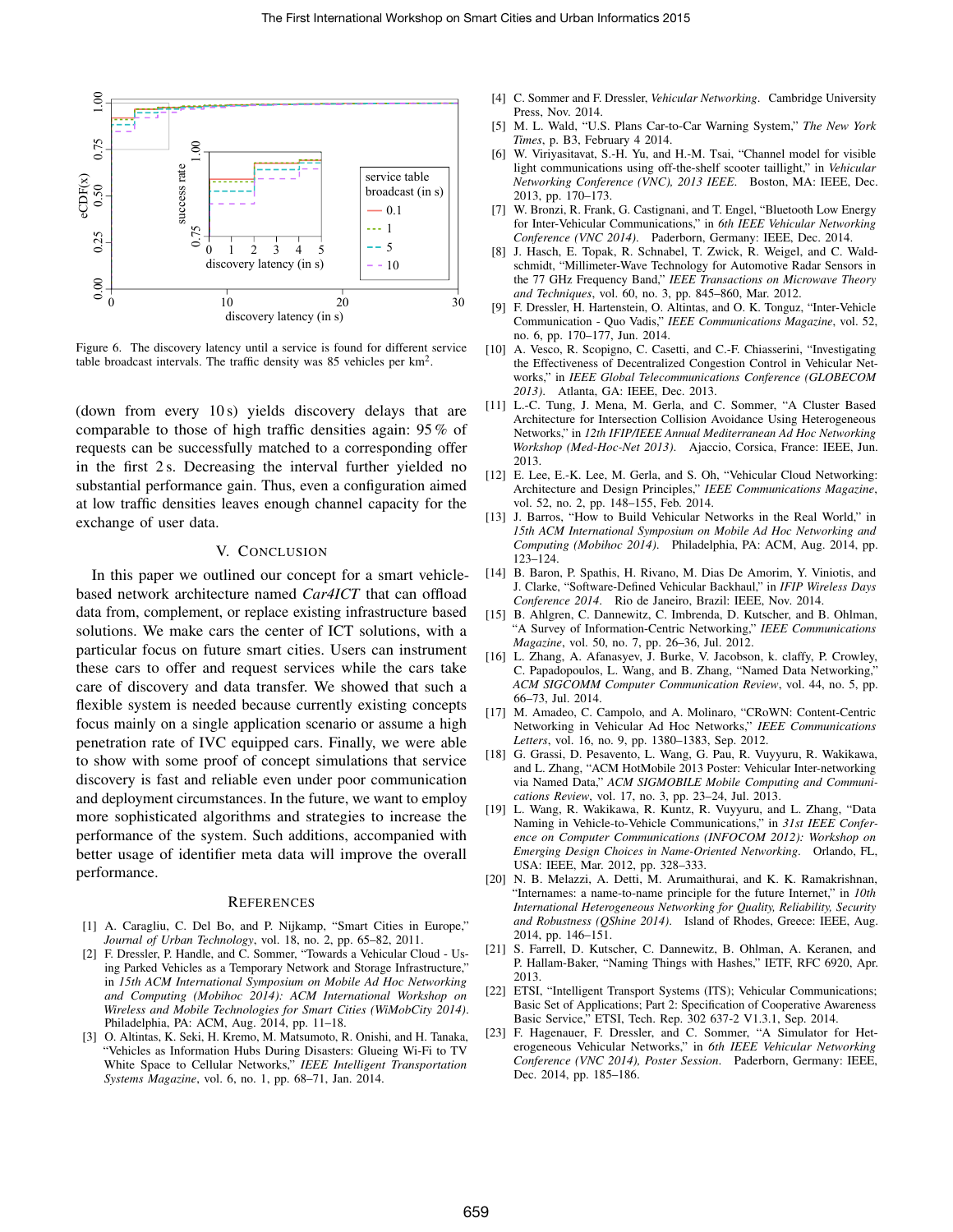1.00
0.75
0.50
0.25
0.00
eCDF(x)
0
10
20
30
discovery latency (in s)
success rate
1.00
0.75
0 1 2 3 4 5
discovery latency (in s)
service table
broadcast (in s)
0.1
1
5
10

Figure 6. The discovery latency until a service is found for different service table broadcast intervals. The traffic density was 85 vehicles per km$^2$.

(down from every 10 s) yields discovery delays that are comparable to those of high traffic densities again: 95 % of requests can be successfully matched to a corresponding offer in the first 2 s. Decreasing the interval further yielded no substantial performance gain. Thus, even a configuration aimed at low traffic densities leaves enough channel capacity for the exchange of user data.

## V. Conclusion

In this paper we outlined our concept for a smart vehicle-based network architecture named *Car4ICT* that can offload data from, complement, or replace existing infrastructure based solutions. We make cars the center of ICT solutions, with a particular focus on future smart cities. Users can instrument these cars to offer and request services while the cars take care of discovery and data transfer. We showed that such a flexible system is needed because currently existing concepts focus mainly on a single application scenario or assume a high penetration rate of IVC equipped cars. Finally, we were able to show with some proof of concept simulations that service discovery is fast and reliable even under poor communication and deployment circumstances. In the future, we want to employ more sophisticated algorithms and strategies to increase the performance of the system. Such additions, accompanied with better usage of identifier meta data will improve the overall performance.

## References

[1] A. Caragliu, C. Del Bo, and P. Nijkamp, "Smart Cities in Europe," *Journal of Urban Technology*, vol. 18, no. 2, pp. 65–82, 2011.

[2] F. Dressler, P. Handle, and C. Sommer, "Towards a Vehicular Cloud - Using Parked Vehicles as a Temporary Network and Storage Infrastructure," in *15th ACM International Symposium on Mobile Ad Hoc Networking and Computing (Mobihoc 2014): ACM International Workshop on Wireless and Mobile Technologies for Smart Cities (WiMobCity 2014)*. Philadelphia, PA: ACM, Aug. 2014, pp. 11–18.

[3] O. Altintas, K. Seki, H. Kremo, M. Matsumoto, R. Onishi, and H. Tanaka, "Vehicles as Information Hubs During Disasters: Glueing Wi-Fi to TV White Space to Cellular Networks," *IEEE Intelligent Transportation Systems Magazine*, vol. 6, no. 1, pp. 68–71, Jan. 2014.

[4] C. Sommer and F. Dressler, *Vehicular Networking*. Cambridge University Press, Nov. 2014.

[5] M. L. Wald, "U.S. Plans Car-to-Car Warning System," *The New York Times*, p. B3, February 4 2014.

[6] W. Viriyasitavat, S.-H. Yu, and H.-M. Tsai, "Channel model for visible light communications using off-the-shelf scooter taillight," in *Vehicular Networking Conference (VNC), 2013 IEEE*. Boston, MA: IEEE, Dec. 2013, pp. 170–173.

[7] W. Bronzi, R. Frank, G. Castignani, and T. Engel, "Bluetooth Low Energy for Inter-Vehicular Communications," in *6th IEEE Vehicular Networking Conference (VNC 2014)*. Paderborn, Germany: IEEE, Dec. 2014.

[8] J. Hasch, E. Topak, R. Schnabel, T. Zwick, R. Weigel, and C. Waldschmidt, "Millimeter-Wave Technology for Automotive Radar Sensors in the 77 GHz Frequency Band," *IEEE Transactions on Microwave Theory and Techniques*, vol. 60, no. 3, pp. 845–860, Mar. 2012.

[9] F. Dressler, H. Hartenstein, O. Altintas, and O. K. Tonguz, "Inter-Vehicle Communication - Quo Vadis," *IEEE Communications Magazine*, vol. 52, no. 6, pp. 170–177, Jun. 2014.

[10] A. Vesco, R. Scopigno, C. Casetti, and C.-F. Chiasserini, "Investigating the Effectiveness of Decentralized Congestion Control in Vehicular Networks," in *IEEE Global Telecommunications Conference (GLOBECOM 2013)*. Atlanta, GA: IEEE, Dec. 2013.

[11] L.-C. Tung, J. Mena, M. Gerla, and C. Sommer, "A Cluster Based Architecture for Intersection Collision Avoidance Using Heterogeneous Networks," in *12th IFIP/IEEE Annual Mediterranean Ad Hoc Networking Workshop (Med-Hoc-Net 2013)*. Ajaccio, Corsica, France: IEEE, Jun. 2013.

[12] E. Lee, E.-K. Lee, M. Gerla, and S. Oh, "Vehicular Cloud Networking: Architecture and Design Principles," *IEEE Communications Magazine*, vol. 52, no. 2, pp. 148–155, Feb. 2014.

[13] J. Barros, "How to Build Vehicular Networks in the Real World," in *15th ACM International Symposium on Mobile Ad Hoc Networking and Computing (Mobihoc 2014)*. Philadelphia, PA: ACM, Aug. 2014, pp. 123–124.

[14] B. Baron, P. Spathis, H. Rivano, M. Dias De Amorim, Y. Viniotis, and J. Clarke, "Software-Defined Vehicular Backhaul," in *IFIP Wireless Days Conference 2014*. Rio de Janeiro, Brazil: IEEE, Nov. 2014.

[15] B. Ahlgren, C. Dannewitz, C. Imbrenda, D. Kutscher, and B. Ohlman, "A Survey of Information-Centric Networking," *IEEE Communications Magazine*, vol. 50, no. 7, pp. 26–36, Jul. 2012.

[16] L. Zhang, A. Afanasyev, J. Burke, V. Jacobson, k. claffy, P. Crowley, C. Papadopoulos, L. Wang, and B. Zhang, "Named Data Networking," *ACM SIGCOMM Computer Communication Review*, vol. 44, no. 5, pp. 66–73, Jul. 2014.

[17] M. Amadeo, C. Campolo, and A. Molinaro, "CRoWN: Content-Centric Networking in Vehicular Ad Hoc Networks," *IEEE Communications Letters*, vol. 16, no. 9, pp. 1380–1383, Sep. 2012.

[18] G. Grassi, D. Pesavento, L. Wang, G. Pau, R. Vuyyuru, R. Wakikawa, and L. Zhang, "ACM HotMobile 2013 Poster: Vehicular Inter-networking via Named Data," *ACM SIGMOBILE Mobile Computing and Communications Review*, vol. 17, no. 3, pp. 23–24, Jul. 2013.

[19] L. Wang, R. Wakikawa, R. Kuntz, R. Vuyyuru, and L. Zhang, "Data Naming in Vehicle-to-Vehicle Communications," in *31st IEEE Conference on Computer Communications (INFOCOM 2012): Workshop on Emerging Design Choices in Name-Oriented Networking*. Orlando, FL, USA: IEEE, Mar. 2012, pp. 328–333.

[20] N. B. Melazzi, A. Detti, M. Arumaithurai, and K. K. Ramakrishnan, "Internames: a name-to-name principle for the future Internet," in *10th International Heterogeneous Networking for Quality, Reliability, Security and Robustness (QShine 2014)*. Island of Rhodes, Greece: IEEE, Aug. 2014, pp. 146–151.

[21] S. Farrell, D. Kutscher, C. Dannewitz, B. Ohlman, A. Keranen, and P. Hallam-Baker, "Naming Things with Hashes," IETF, RFC 6920, Apr. 2013.

[22] ETSI, "Intelligent Transport Systems (ITS); Vehicular Communications; Basic Set of Applications; Part 2: Specification of Cooperative Awareness Basic Service," ETSI, Tech. Rep. 302 637-2 V1.3.1, Sep. 2014.

[23] F. Hagenauer, F. Dressler, and C. Sommer, "A Simulator for Heterogeneous Vehicular Networks," in *6th IEEE Vehicular Networking Conference (VNC 2014), Poster Session*. Paderborn, Germany: IEEE, Dec. 2014, pp. 185–186.